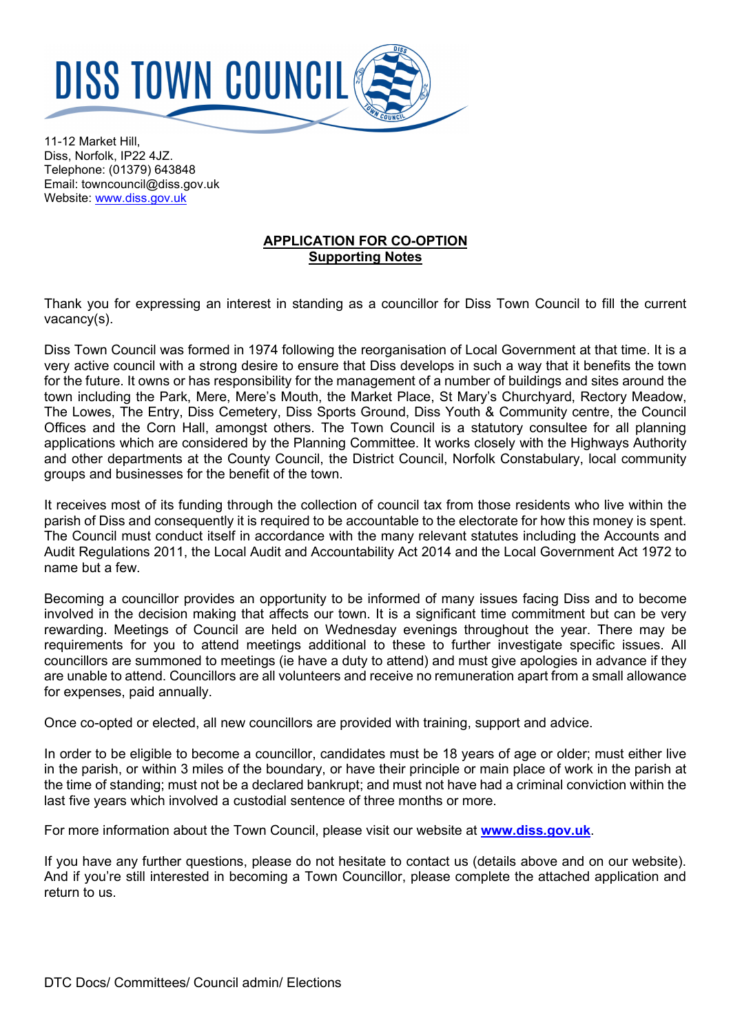# DISS TOWN COUNCIL

11-12 Market Hill,
Diss, Norfolk, IP22 4JZ.
Telephone: (01379) 643848
Email: towncouncil@diss.gov.uk
Website: www.diss.gov.uk

## APPLICATION FOR CO-OPTION
### Supporting Notes

Thank you for expressing an interest in standing as a councillor for Diss Town Council to fill the current vacancy(s).

Diss Town Council was formed in 1974 following the reorganisation of Local Government at that time. It is a very active council with a strong desire to ensure that Diss develops in such a way that it benefits the town for the future. It owns or has responsibility for the management of a number of buildings and sites around the town including the Park, Mere, Mere's Mouth, the Market Place, St Mary's Churchyard, Rectory Meadow, The Lowes, The Entry, Diss Cemetery, Diss Sports Ground, Diss Youth & Community centre, the Council Offices and the Corn Hall, amongst others. The Town Council is a statutory consultee for all planning applications which are considered by the Planning Committee. It works closely with the Highways Authority and other departments at the County Council, the District Council, Norfolk Constabulary, local community groups and businesses for the benefit of the town.

It receives most of its funding through the collection of council tax from those residents who live within the parish of Diss and consequently it is required to be accountable to the electorate for how this money is spent. The Council must conduct itself in accordance with the many relevant statutes including the Accounts and Audit Regulations 2011, the Local Audit and Accountability Act 2014 and the Local Government Act 1972 to name but a few.

Becoming a councillor provides an opportunity to be informed of many issues facing Diss and to become involved in the decision making that affects our town. It is a significant time commitment but can be very rewarding. Meetings of Council are held on Wednesday evenings throughout the year. There may be requirements for you to attend meetings additional to these to further investigate specific issues. All councillors are summoned to meetings (ie have a duty to attend) and must give apologies in advance if they are unable to attend. Councillors are all volunteers and receive no remuneration apart from a small allowance for expenses, paid annually.

Once co-opted or elected, all new councillors are provided with training, support and advice.

In order to be eligible to become a councillor, candidates must be 18 years of age or older; must either live in the parish, or within 3 miles of the boundary, or have their principle or main place of work in the parish at the time of standing; must not be a declared bankrupt; and must not have had a criminal conviction within the last five years which involved a custodial sentence of three months or more.

For more information about the Town Council, please visit our website at **www.diss.gov.uk**.

If you have any further questions, please do not hesitate to contact us (details above and on our website). And if you're still interested in becoming a Town Councillor, please complete the attached application and return to us.

DTC Docs/ Committees/ Council admin/ Elections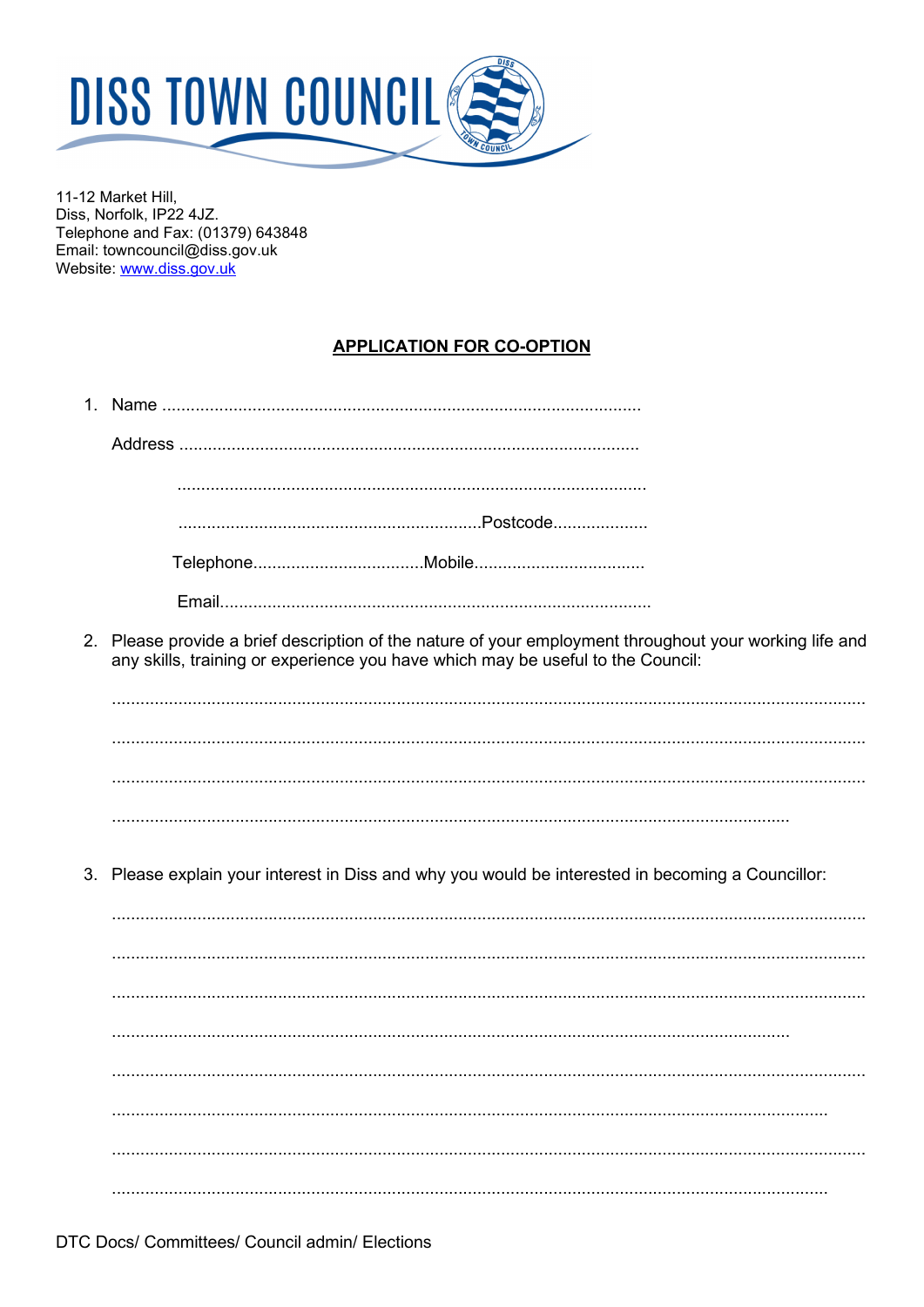# DISS TOWN COUNCIL

11-12 Market Hill,
Diss, Norfolk, IP22 4JZ.
Telephone and Fax: (01379) 643848
Email: towncouncil@diss.gov.uk
Website: www.diss.gov.uk

## APPLICATION FOR CO-OPTION

1. Name ....................................................................................................

   Address ................................................................................................

   ..................................................................................................

   ................................................................Postcode....................

   Telephone...................................Mobile...................................

   Email..........................................................................................

2. Please provide a brief description of the nature of your employment throughout your working life and any skills, training or experience you have which may be useful to the Council:

   ..............................................................................................................................................

   ..............................................................................................................................................

   ..............................................................................................................................................

   ..............................................................................................................................

3. Please explain your interest in Diss and why you would be interested in becoming a Councillor:

   ..............................................................................................................................................

   ..............................................................................................................................................

   ..............................................................................................................................................

   ..............................................................................................................................

   ..............................................................................................................................................

   ........................................................................................................................................

   ..............................................................................................................................................

   ........................................................................................................................................

DTC Docs/ Committees/ Council admin/ Elections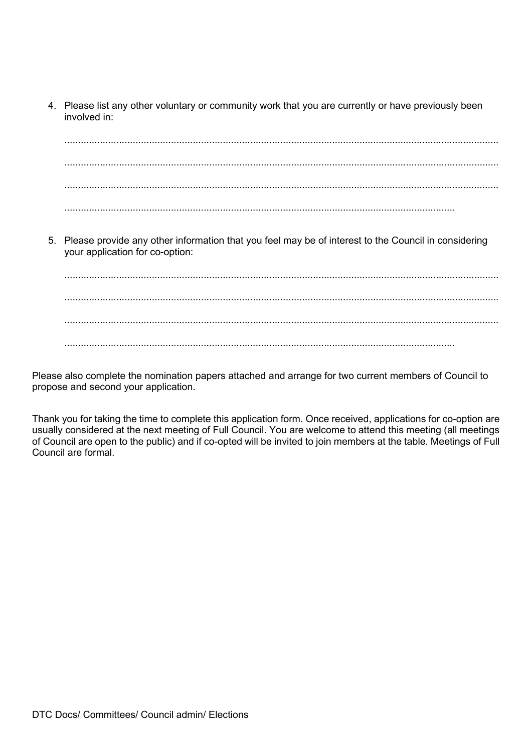4. Please list any other voluntary or community work that you are currently or have previously been involved in:

   ..............................................................................................................................................

   ..............................................................................................................................................

   ..............................................................................................................................................

   ..............................................................................................................................

5. Please provide any other information that you feel may be of interest to the Council in considering your application for co-option:

   ..............................................................................................................................................

   ..............................................................................................................................................

   ..............................................................................................................................................

   ..............................................................................................................................

Please also complete the nomination papers attached and arrange for two current members of Council to propose and second your application.

Thank you for taking the time to complete this application form. Once received, applications for co-option are usually considered at the next meeting of Full Council. You are welcome to attend this meeting (all meetings of Council are open to the public) and if co-opted will be invited to join members at the table. Meetings of Full Council are formal.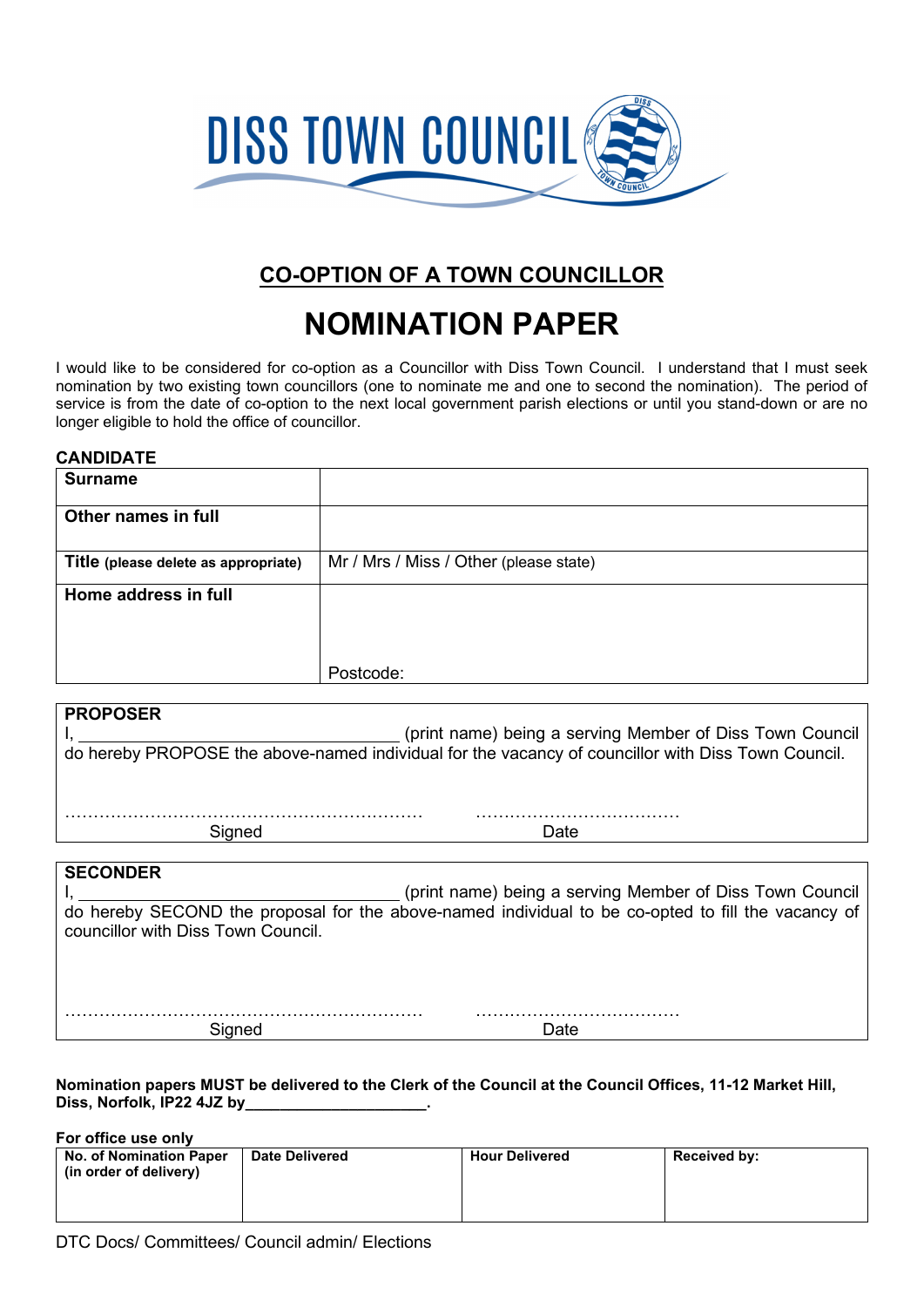# DISS TOWN COUNCIL

## CO-OPTION OF A TOWN COUNCILLOR

# NOMINATION PAPER

I would like to be considered for co-option as a Councillor with Diss Town Council. I understand that I must seek nomination by two existing town councillors (one to nominate me and one to second the nomination). The period of service is from the date of co-option to the next local government parish elections or until you stand-down or are no longer eligible to hold the office of councillor.

**CANDIDATE**

| | |
|---|---|
| **Surname** | |
| **Other names in full** | |
| **Title (please delete as appropriate)** | Mr / Mrs / Miss / Other (please state) |
| **Home address in full** | Postcode: |

**PROPOSER**

I, ________________________________ (print name) being a serving Member of Diss Town Council do hereby PROPOSE the above-named individual for the vacancy of councillor with Diss Town Council.

………………………………………………………… ………………………………

Signed Date

**SECONDER**

I, ________________________________ (print name) being a serving Member of Diss Town Council do hereby SECOND the proposal for the above-named individual to be co-opted to fill the vacancy of councillor with Diss Town Council.

………………………………………………………… ………………………………

Signed Date

**Nomination papers MUST be delivered to the Clerk of the Council at the Council Offices, 11-12 Market Hill, Diss, Norfolk, IP22 4JZ by____________________.**

**For office use only**

| No. of Nomination Paper (in order of delivery) | Date Delivered | Hour Delivered | Received by: |
|---|---|---|---|
| | | | |

DTC Docs/ Committees/ Council admin/ Elections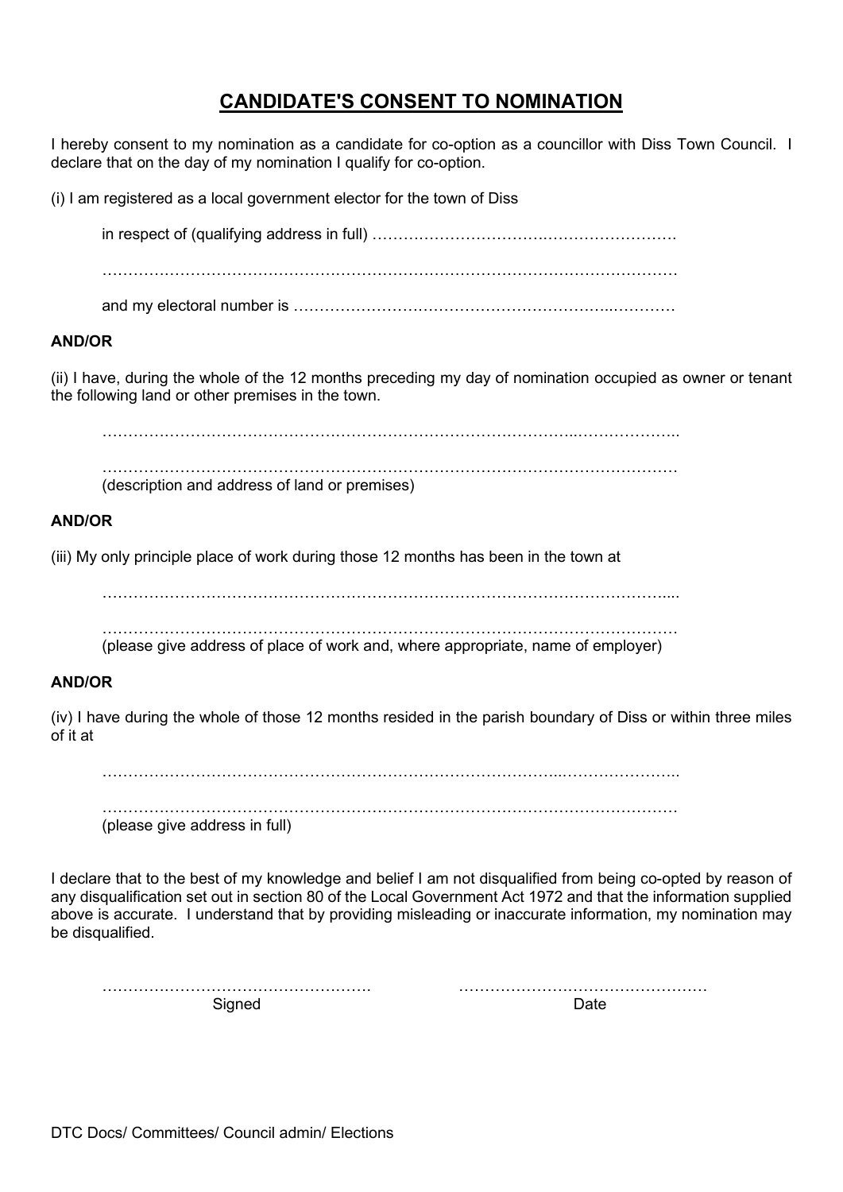# CANDIDATE'S CONSENT TO NOMINATION

I hereby consent to my nomination as a candidate for co-option as a councillor with Diss Town Council. I declare that on the day of my nomination I qualify for co-option.

(i) I am registered as a local government elector for the town of Diss

in respect of (qualifying address in full) ……………………………………………………….

……………………………………………………………………………………………………

and my electoral number is ……………………………………………………..…………

**AND/OR**

(ii) I have, during the whole of the 12 months preceding my day of nomination occupied as owner or tenant the following land or other premises in the town.

……………………………………………………………………………………..………………..

……………………………………………………………………………………………………
(description and address of land or premises)

**AND/OR**

(iii) My only principle place of work during those 12 months has been in the town at

…………………………………………………………………………………………………....

……………………………………………………………………………………………………
(please give address of place of work and, where appropriate, name of employer)

**AND/OR**

(iv) I have during the whole of those 12 months resided in the parish boundary of Diss or within three miles of it at

……………………………………………………………………………..…………………..

……………………………………………………………………………………………………
(please give address in full)

I declare that to the best of my knowledge and belief I am not disqualified from being co-opted by reason of any disqualification set out in section 80 of the Local Government Act 1972 and that the information supplied above is accurate. I understand that by providing misleading or inaccurate information, my nomination may be disqualified.

……………………………………………… Signed

…………………………………………… Date

DTC Docs/ Committees/ Council admin/ Elections